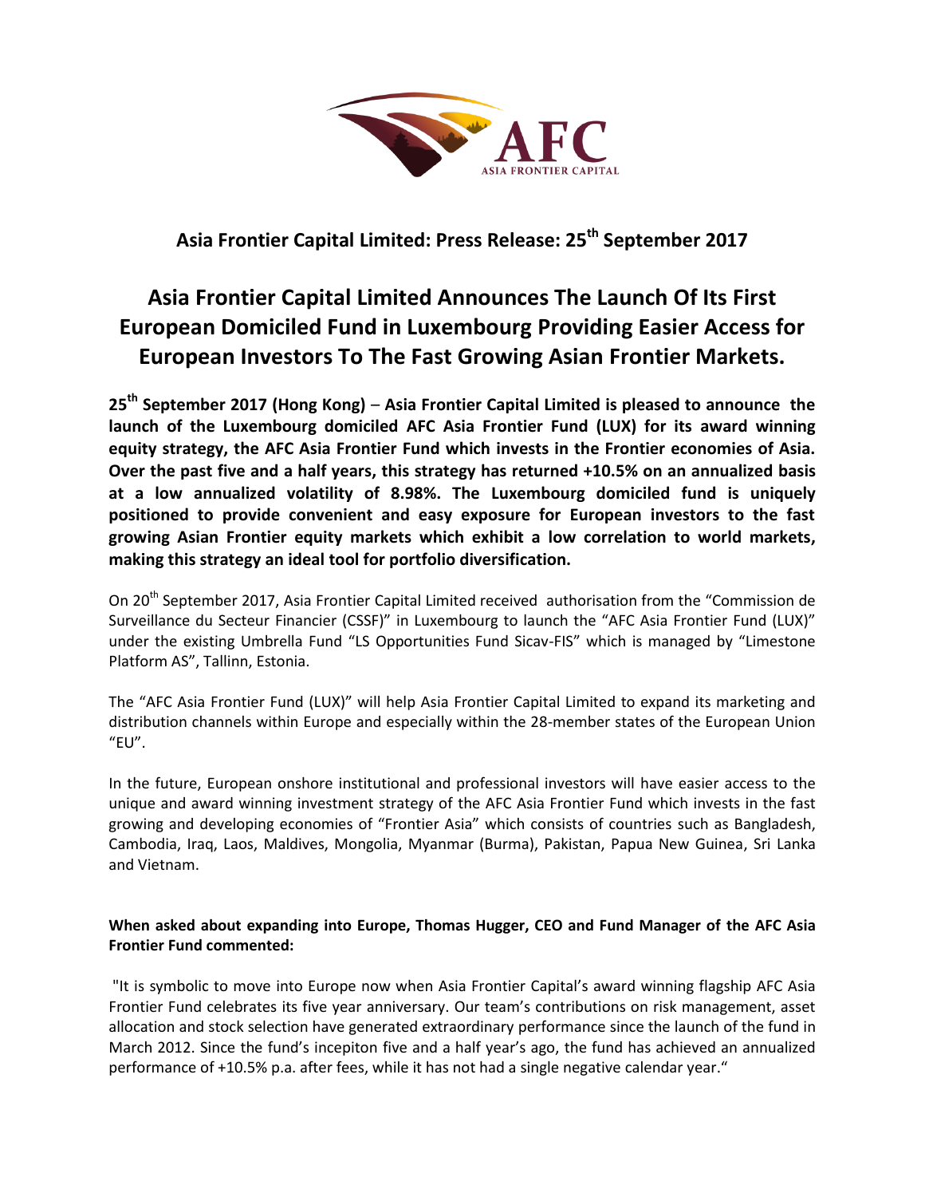AFC
ASIA FRONTIER CAPITAL

## Asia Frontier Capital Limited: Press Release: 25th September 2017

# Asia Frontier Capital Limited Announces The Launch Of Its First European Domiciled Fund in Luxembourg Providing Easier Access for European Investors To The Fast Growing Asian Frontier Markets.

**25th September 2017 (Hong Kong) – Asia Frontier Capital Limited is pleased to announce the launch of the Luxembourg domiciled AFC Asia Frontier Fund (LUX) for its award winning equity strategy, the AFC Asia Frontier Fund which invests in the Frontier economies of Asia. Over the past five and a half years, this strategy has returned +10.5% on an annualized basis at a low annualized volatility of 8.98%. The Luxembourg domiciled fund is uniquely positioned to provide convenient and easy exposure for European investors to the fast growing Asian Frontier equity markets which exhibit a low correlation to world markets, making this strategy an ideal tool for portfolio diversification.**

On 20th September 2017, Asia Frontier Capital Limited received authorisation from the "Commission de Surveillance du Secteur Financier (CSSF)" in Luxembourg to launch the "AFC Asia Frontier Fund (LUX)" under the existing Umbrella Fund "LS Opportunities Fund Sicav-FIS" which is managed by "Limestone Platform AS", Tallinn, Estonia.

The "AFC Asia Frontier Fund (LUX)" will help Asia Frontier Capital Limited to expand its marketing and distribution channels within Europe and especially within the 28-member states of the European Union "EU".

In the future, European onshore institutional and professional investors will have easier access to the unique and award winning investment strategy of the AFC Asia Frontier Fund which invests in the fast growing and developing economies of "Frontier Asia" which consists of countries such as Bangladesh, Cambodia, Iraq, Laos, Maldives, Mongolia, Myanmar (Burma), Pakistan, Papua New Guinea, Sri Lanka and Vietnam.

**When asked about expanding into Europe, Thomas Hugger, CEO and Fund Manager of the AFC Asia Frontier Fund commented:**

"It is symbolic to move into Europe now when Asia Frontier Capital's award winning flagship AFC Asia Frontier Fund celebrates its five year anniversary. Our team's contributions on risk management, asset allocation and stock selection have generated extraordinary performance since the launch of the fund in March 2012. Since the fund's incepiton five and a half year's ago, the fund has achieved an annualized performance of +10.5% p.a. after fees, while it has not had a single negative calendar year."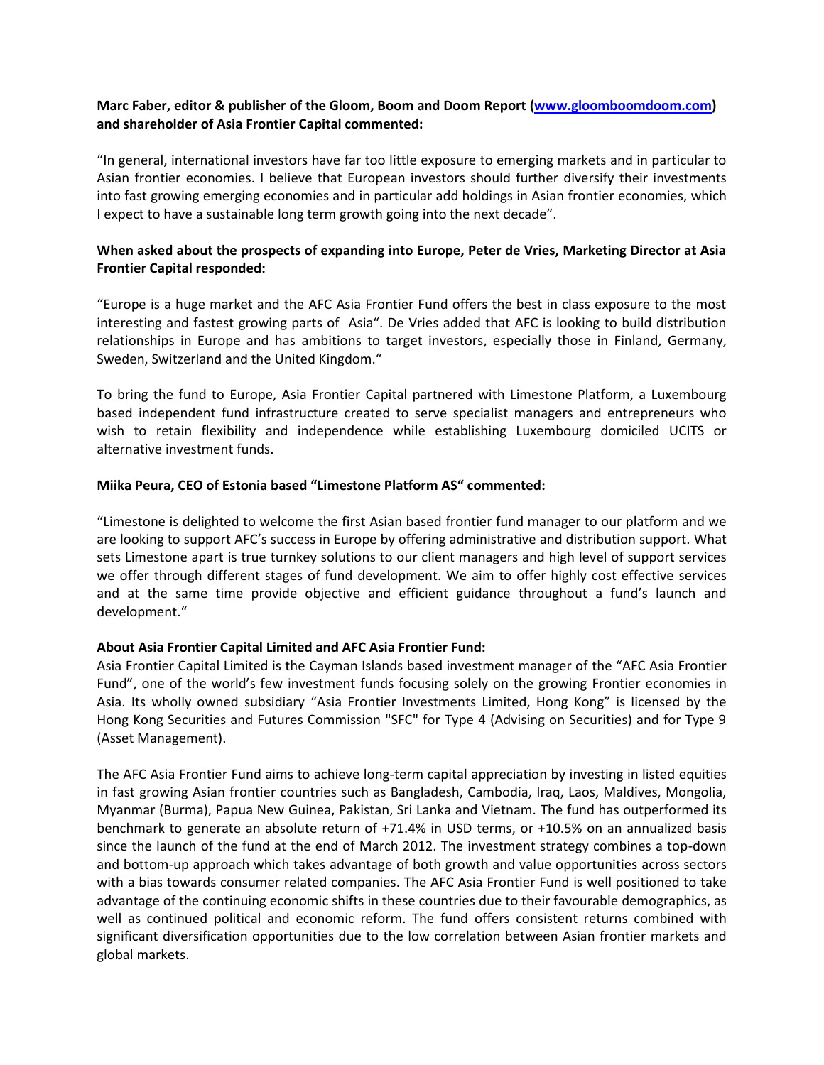**Marc Faber, editor & publisher of the Gloom, Boom and Doom Report ([www.gloomboomdoom.com](www.gloomboomdoom.com)) and shareholder of Asia Frontier Capital commented:**

"In general, international investors have far too little exposure to emerging markets and in particular to Asian frontier economies. I believe that European investors should further diversify their investments into fast growing emerging economies and in particular add holdings in Asian frontier economies, which I expect to have a sustainable long term growth going into the next decade".

**When asked about the prospects of expanding into Europe, Peter de Vries, Marketing Director at Asia Frontier Capital responded:**

"Europe is a huge market and the AFC Asia Frontier Fund offers the best in class exposure to the most interesting and fastest growing parts of Asia". De Vries added that AFC is looking to build distribution relationships in Europe and has ambitions to target investors, especially those in Finland, Germany, Sweden, Switzerland and the United Kingdom."

To bring the fund to Europe, Asia Frontier Capital partnered with Limestone Platform, a Luxembourg based independent fund infrastructure created to serve specialist managers and entrepreneurs who wish to retain flexibility and independence while establishing Luxembourg domiciled UCITS or alternative investment funds.

**Miika Peura, CEO of Estonia based "Limestone Platform AS" commented:**

"Limestone is delighted to welcome the first Asian based frontier fund manager to our platform and we are looking to support AFC's success in Europe by offering administrative and distribution support. What sets Limestone apart is true turnkey solutions to our client managers and high level of support services we offer through different stages of fund development. We aim to offer highly cost effective services and at the same time provide objective and efficient guidance throughout a fund's launch and development."

**About Asia Frontier Capital Limited and AFC Asia Frontier Fund:**

Asia Frontier Capital Limited is the Cayman Islands based investment manager of the "AFC Asia Frontier Fund", one of the world's few investment funds focusing solely on the growing Frontier economies in Asia. Its wholly owned subsidiary "Asia Frontier Investments Limited, Hong Kong" is licensed by the Hong Kong Securities and Futures Commission "SFC" for Type 4 (Advising on Securities) and for Type 9 (Asset Management).

The AFC Asia Frontier Fund aims to achieve long-term capital appreciation by investing in listed equities in fast growing Asian frontier countries such as Bangladesh, Cambodia, Iraq, Laos, Maldives, Mongolia, Myanmar (Burma), Papua New Guinea, Pakistan, Sri Lanka and Vietnam. The fund has outperformed its benchmark to generate an absolute return of +71.4% in USD terms, or +10.5% on an annualized basis since the launch of the fund at the end of March 2012. The investment strategy combines a top-down and bottom-up approach which takes advantage of both growth and value opportunities across sectors with a bias towards consumer related companies. The AFC Asia Frontier Fund is well positioned to take advantage of the continuing economic shifts in these countries due to their favourable demographics, as well as continued political and economic reform. The fund offers consistent returns combined with significant diversification opportunities due to the low correlation between Asian frontier markets and global markets.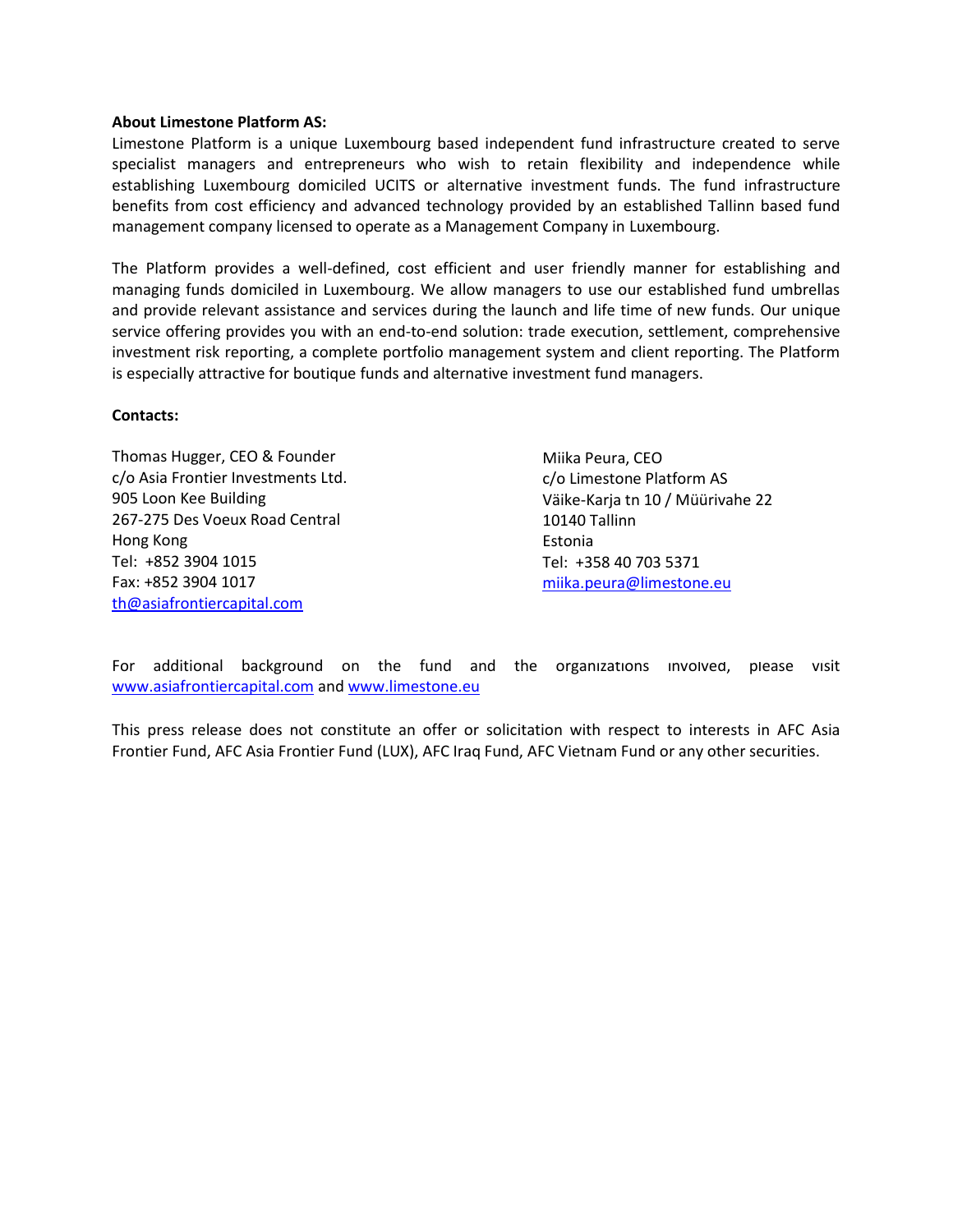**About Limestone Platform AS:**

Limestone Platform is a unique Luxembourg based independent fund infrastructure created to serve specialist managers and entrepreneurs who wish to retain flexibility and independence while establishing Luxembourg domiciled UCITS or alternative investment funds. The fund infrastructure benefits from cost efficiency and advanced technology provided by an established Tallinn based fund management company licensed to operate as a Management Company in Luxembourg.

The Platform provides a well-defined, cost efficient and user friendly manner for establishing and managing funds domiciled in Luxembourg. We allow managers to use our established fund umbrellas and provide relevant assistance and services during the launch and life time of new funds. Our unique service offering provides you with an end-to-end solution: trade execution, settlement, comprehensive investment risk reporting, a complete portfolio management system and client reporting. The Platform is especially attractive for boutique funds and alternative investment fund managers.

**Contacts:**

Thomas Hugger, CEO & Founder
c/o Asia Frontier Investments Ltd.
905 Loon Kee Building
267-275 Des Voeux Road Central
Hong Kong
Tel: +852 3904 1015
Fax: +852 3904 1017
th@asiafrontiercapital.com

Miika Peura, CEO
c/o Limestone Platform AS
Väike-Karja tn 10 / Müürivahe 22
10140 Tallinn
Estonia
Tel: +358 40 703 5371
miika.peura@limestone.eu

For additional background on the fund and the organizations involved, please visit www.asiafrontiercapital.com and www.limestone.eu

This press release does not constitute an offer or solicitation with respect to interests in AFC Asia Frontier Fund, AFC Asia Frontier Fund (LUX), AFC Iraq Fund, AFC Vietnam Fund or any other securities.